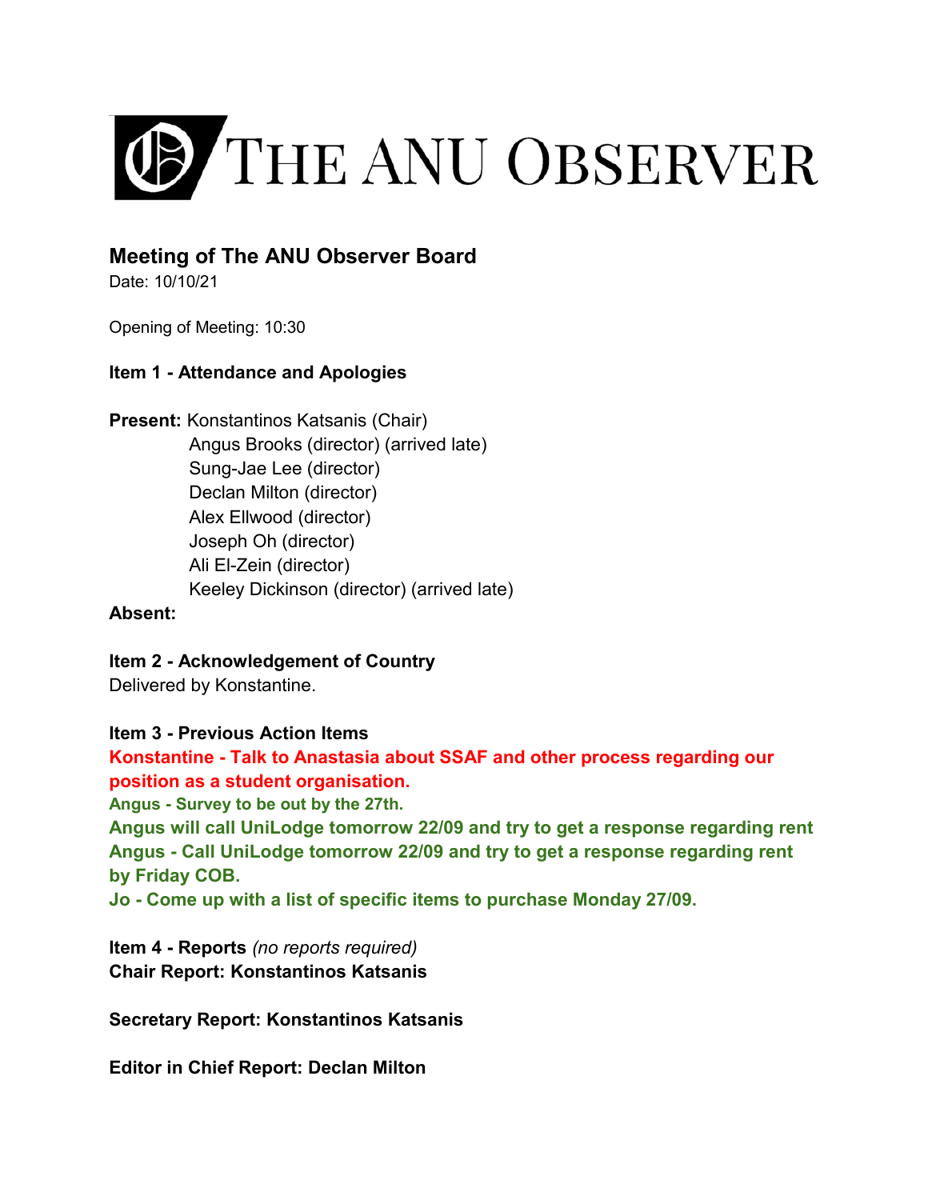# THE ANU OBSERVER

## Meeting of The ANU Observer Board

Date: 10/10/21

Opening of Meeting: 10:30

**Item 1 - Attendance and Apologies**

**Present:** Konstantinos Katsanis (Chair)
Angus Brooks (director) (arrived late)
Sung-Jae Lee (director)
Declan Milton (director)
Alex Ellwood (director)
Joseph Oh (director)
Ali El-Zein (director)
Keeley Dickinson (director) (arrived late)

**Absent:**

**Item 2 - Acknowledgement of Country**

Delivered by Konstantine.

**Item 3 - Previous Action Items**

**Konstantine - Talk to Anastasia about SSAF and other process regarding our position as a student organisation.**

**Angus - Survey to be out by the 27th.**

**Angus will call UniLodge tomorrow 22/09 and try to get a response regarding rent**

**Angus - Call UniLodge tomorrow 22/09 and try to get a response regarding rent by Friday COB.**

**Jo - Come up with a list of specific items to purchase Monday 27/09.**

**Item 4 - Reports** *(no reports required)*

**Chair Report: Konstantinos Katsanis**

**Secretary Report: Konstantinos Katsanis**

**Editor in Chief Report: Declan Milton**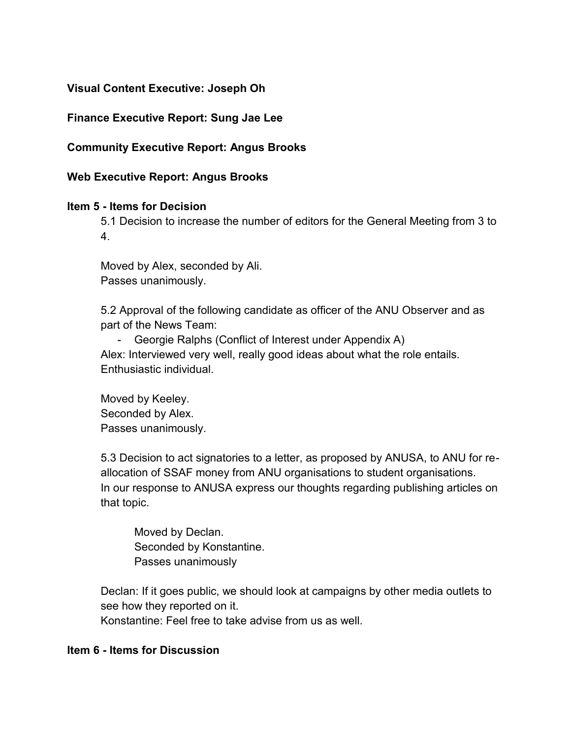**Visual Content Executive: Joseph Oh**

**Finance Executive Report: Sung Jae Lee**

**Community Executive Report: Angus Brooks**

**Web Executive Report: Angus Brooks**

**Item 5 - Items for Decision**

5.1 Decision to increase the number of editors for the General Meeting from 3 to 4.

Moved by Alex, seconded by Ali.
Passes unanimously.

5.2 Approval of the following candidate as officer of the ANU Observer and as part of the News Team:

- Georgie Ralphs (Conflict of Interest under Appendix A)

Alex: Interviewed very well, really good ideas about what the role entails. Enthusiastic individual.

Moved by Keeley.
Seconded by Alex.
Passes unanimously.

5.3 Decision to act signatories to a letter, as proposed by ANUSA, to ANU for re-allocation of SSAF money from ANU organisations to student organisations.
In our response to ANUSA express our thoughts regarding publishing articles on that topic.

> Moved by Declan.
> Seconded by Konstantine.
> Passes unanimously

Declan: If it goes public, we should look at campaigns by other media outlets to see how they reported on it.
Konstantine: Feel free to take advise from us as well.

**Item 6 - Items for Discussion**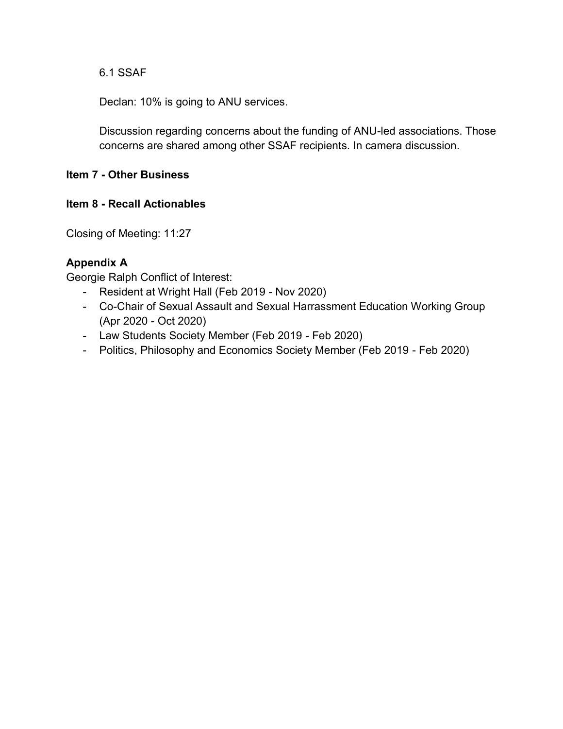6.1 SSAF

Declan: 10% is going to ANU services.

Discussion regarding concerns about the funding of ANU-led associations. Those concerns are shared among other SSAF recipients. In camera discussion.

**Item 7 - Other Business**

**Item 8 - Recall Actionables**

Closing of Meeting: 11:27

**Appendix A**

Georgie Ralph Conflict of Interest:

- Resident at Wright Hall (Feb 2019 - Nov 2020)
- Co-Chair of Sexual Assault and Sexual Harrassment Education Working Group (Apr 2020 - Oct 2020)
- Law Students Society Member (Feb 2019 - Feb 2020)
- Politics, Philosophy and Economics Society Member (Feb 2019 - Feb 2020)